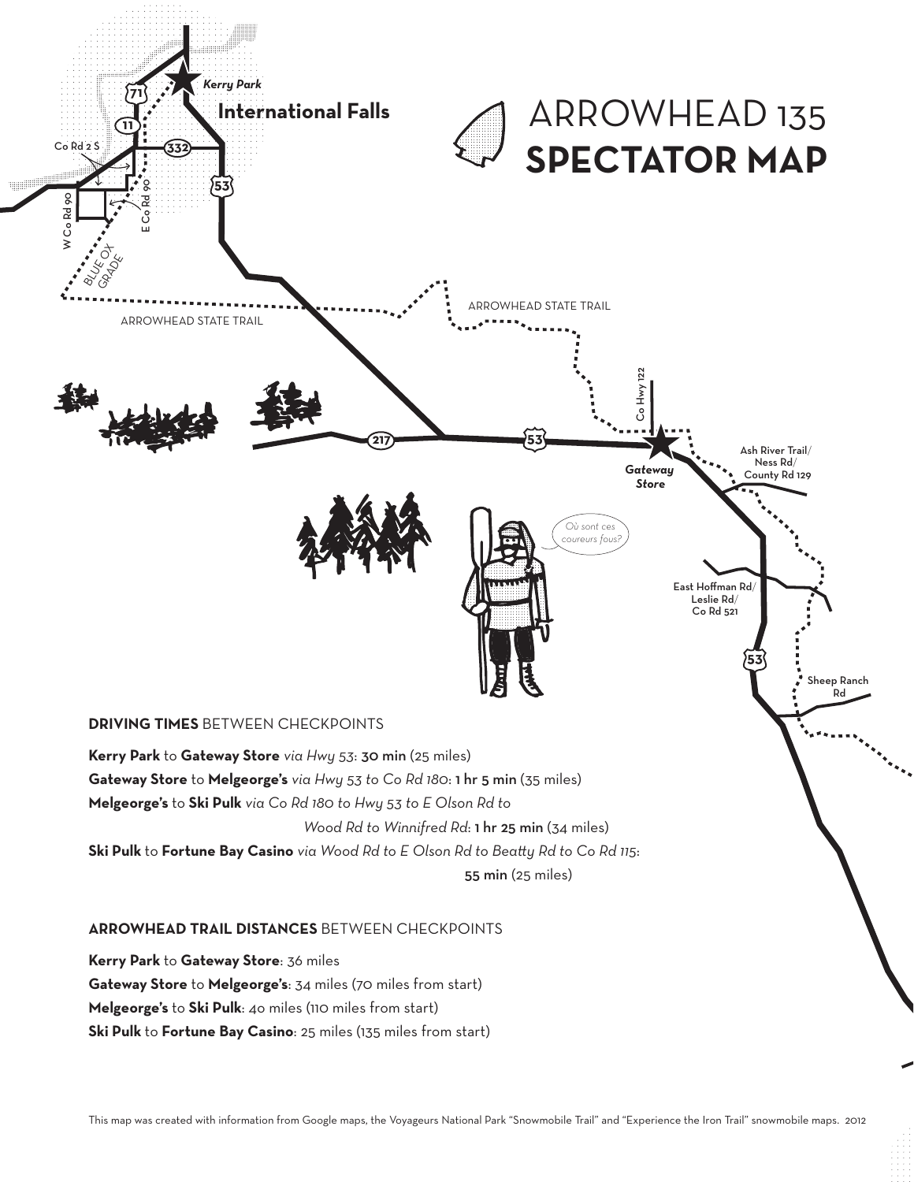# ARROWHEAD 135 SPECTATOR MAP

Kerry Park

International Falls

71

11

Co Rd 2 S

332

53

W Co Rd 90

E Co Rd 90

BLUE OX GRADE

ARROWHEAD STATE TRAIL

ARROWHEAD STATE TRAIL

Co Hwy 122

217

53

Gateway Store

Ash River Trail/ Ness Rd/ County Rd 129

Où sont ces coureurs fous?

East Hoffman Rd/ Leslie Rd/ Co Rd 521

53

Sheep Ranch Rd

**DRIVING TIMES** BETWEEN CHECKPOINTS

**Kerry Park** to **Gateway Store** *via Hwy 53*: **30 min** (25 miles)
**Gateway Store** to **Melgeorge's** *via Hwy 53 to Co Rd 180*: **1 hr 5 min** (35 miles)
**Melgeorge's** to **Ski Pulk** *via Co Rd 180 to Hwy 53 to E Olson Rd to Wood Rd to Winnifred Rd*: **1 hr 25 min** (34 miles)
**Ski Pulk** to **Fortune Bay Casino** *via Wood Rd to E Olson Rd to Beatty Rd to Co Rd 115*: **55 min** (25 miles)

**ARROWHEAD TRAIL DISTANCES** BETWEEN CHECKPOINTS

**Kerry Park** to **Gateway Store**: 36 miles
**Gateway Store** to **Melgeorge's**: 34 miles (70 miles from start)
**Melgeorge's** to **Ski Pulk**: 40 miles (110 miles from start)
**Ski Pulk** to **Fortune Bay Casino**: 25 miles (135 miles from start)

This map was created with information from Google maps, the Voyageurs National Park "Snowmobile Trail" and "Experience the Iron Trail" snowmobile maps. 2012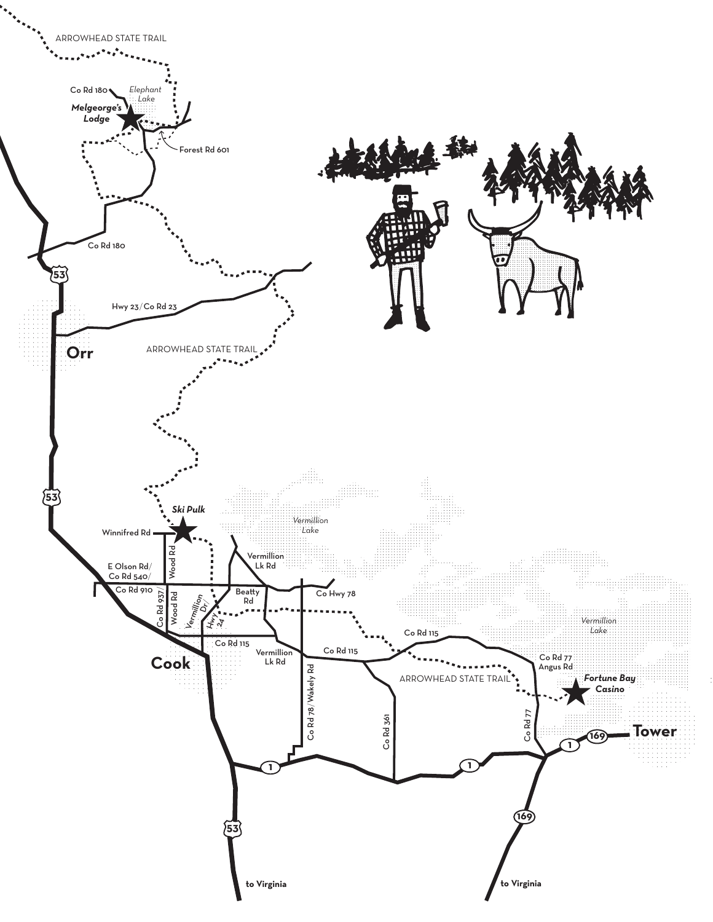ARROWHEAD STATE TRAIL

Co Rd 180

Elephant Lake

Melgeorge's Lodge

Forest Rd 601

Co Rd 180

53

Hwy 23/Co Rd 23

Orr

ARROWHEAD STATE TRAIL

53

Ski Pulk

Vermillion Lake

Winnifred Rd

Wood Rd

Vermillion Lk Rd

E Olson Rd/ Co Rd 540/

Co Rd 910

Beatty Rd

Co Hwy 78

Co Rd 937/ Wood Rd

Vermillion Dr/ Hwy 2A

Vermillion Lake

Co Rd 115

Co Rd 115

Co Rd 115

Cook

Vermillion Lk Rd

Co Rd 77 Angus Rd

ARROWHEAD STATE TRAIL

Fortune Bay Casino

Co Rd 78/Wakely Rd

Co Rd 361

Co Rd 77

Tower

169

1

1

1

1

169

53

to Virginia

to Virginia